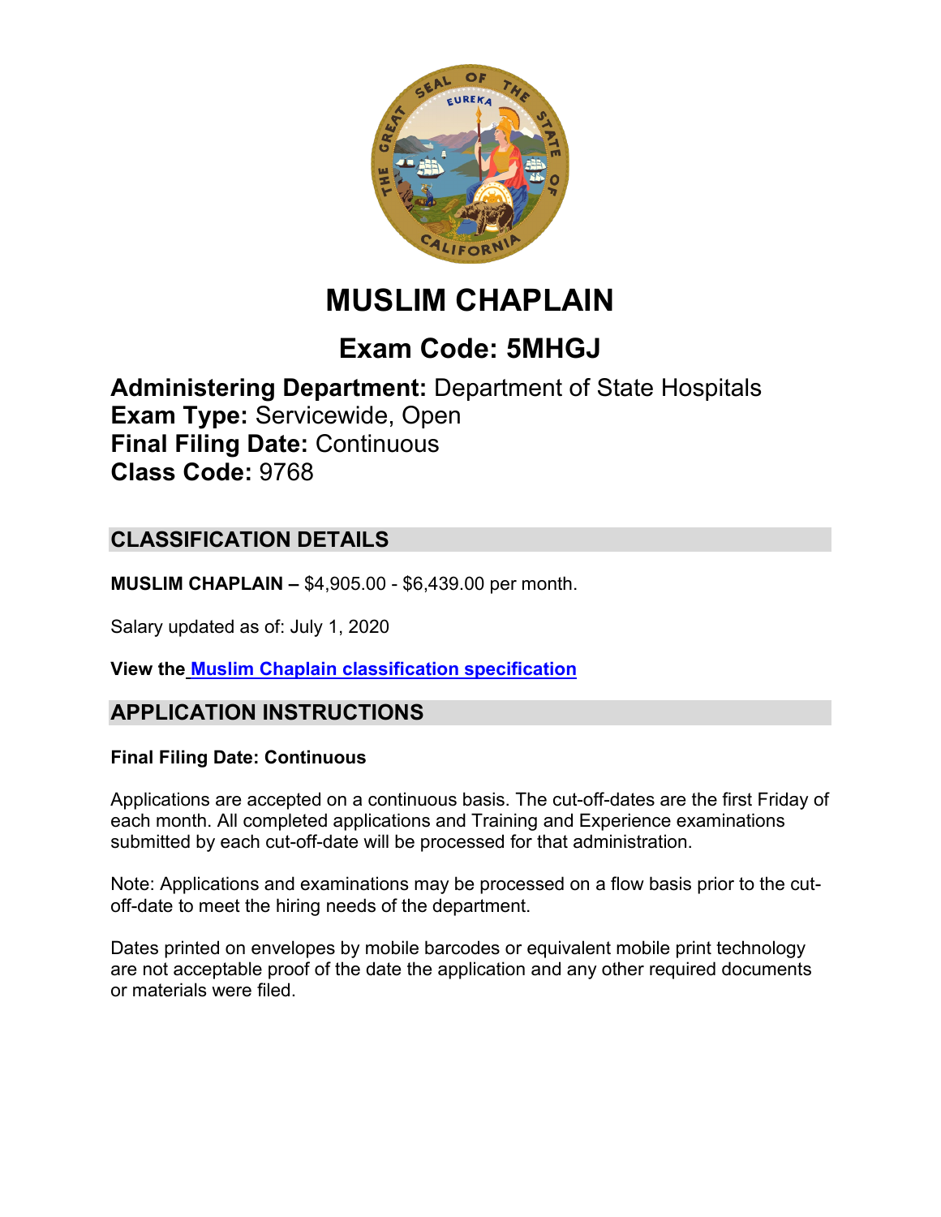# MUSLIM CHAPLAIN

## Exam Code: 5MHGJ

**Administering Department:** Department of State Hospitals
**Exam Type:** Servicewide, Open
**Final Filing Date:** Continuous
**Class Code:** 9768

## CLASSIFICATION DETAILS

**MUSLIM CHAPLAIN –** $4,905.00 - $6,439.00 per month.

Salary updated as of: July 1, 2020

**View the Muslim Chaplain classification specification**

## APPLICATION INSTRUCTIONS

**Final Filing Date: Continuous**

Applications are accepted on a continuous basis. The cut-off-dates are the first Friday of each month. All completed applications and Training and Experience examinations submitted by each cut-off-date will be processed for that administration.

Note: Applications and examinations may be processed on a flow basis prior to the cut-off-date to meet the hiring needs of the department.

Dates printed on envelopes by mobile barcodes or equivalent mobile print technology are not acceptable proof of the date the application and any other required documents or materials were filed.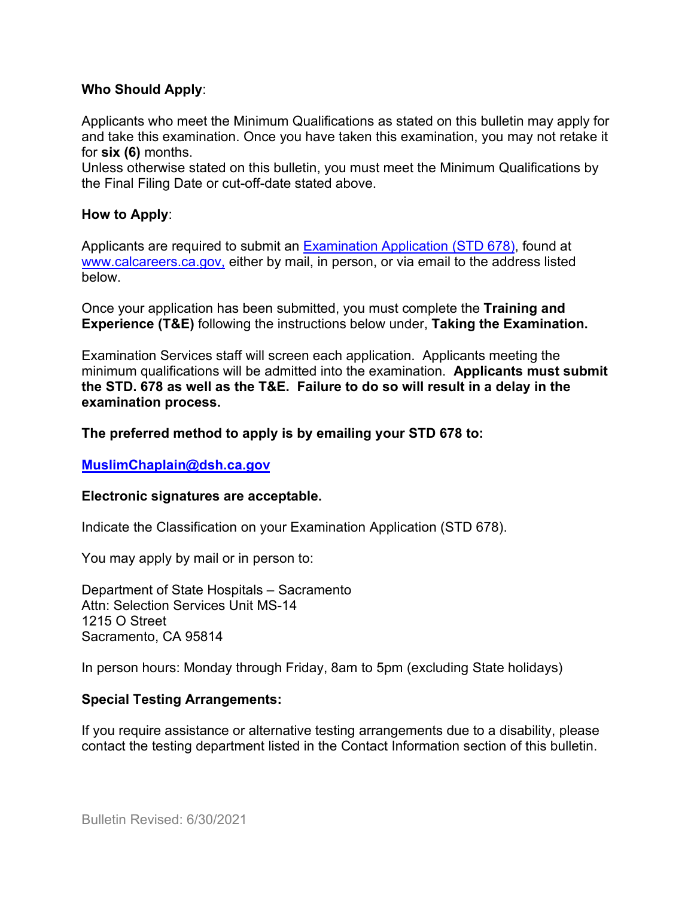**Who Should Apply**:

Applicants who meet the Minimum Qualifications as stated on this bulletin may apply for and take this examination. Once you have taken this examination, you may not retake it for **six (6)** months.
Unless otherwise stated on this bulletin, you must meet the Minimum Qualifications by the Final Filing Date or cut-off-date stated above.

**How to Apply**:

Applicants are required to submit an [Examination Application (STD 678)](), found at [www.calcareers.ca.gov,]() either by mail, in person, or via email to the address listed below.

Once your application has been submitted, you must complete the **Training and Experience (T&E)** following the instructions below under, **Taking the Examination.**

Examination Services staff will screen each application. Applicants meeting the minimum qualifications will be admitted into the examination. **Applicants must submit the STD. 678 as well as the T&E. Failure to do so will result in a delay in the examination process.**

**The preferred method to apply is by emailing your STD 678 to:**

**[MuslimChaplain@dsh.ca.gov]()**

**Electronic signatures are acceptable.**

Indicate the Classification on your Examination Application (STD 678).

You may apply by mail or in person to:

Department of State Hospitals – Sacramento
Attn: Selection Services Unit MS-14
1215 O Street
Sacramento, CA 95814

In person hours: Monday through Friday, 8am to 5pm (excluding State holidays)

**Special Testing Arrangements:**

If you require assistance or alternative testing arrangements due to a disability, please contact the testing department listed in the Contact Information section of this bulletin.

Bulletin Revised: 6/30/2021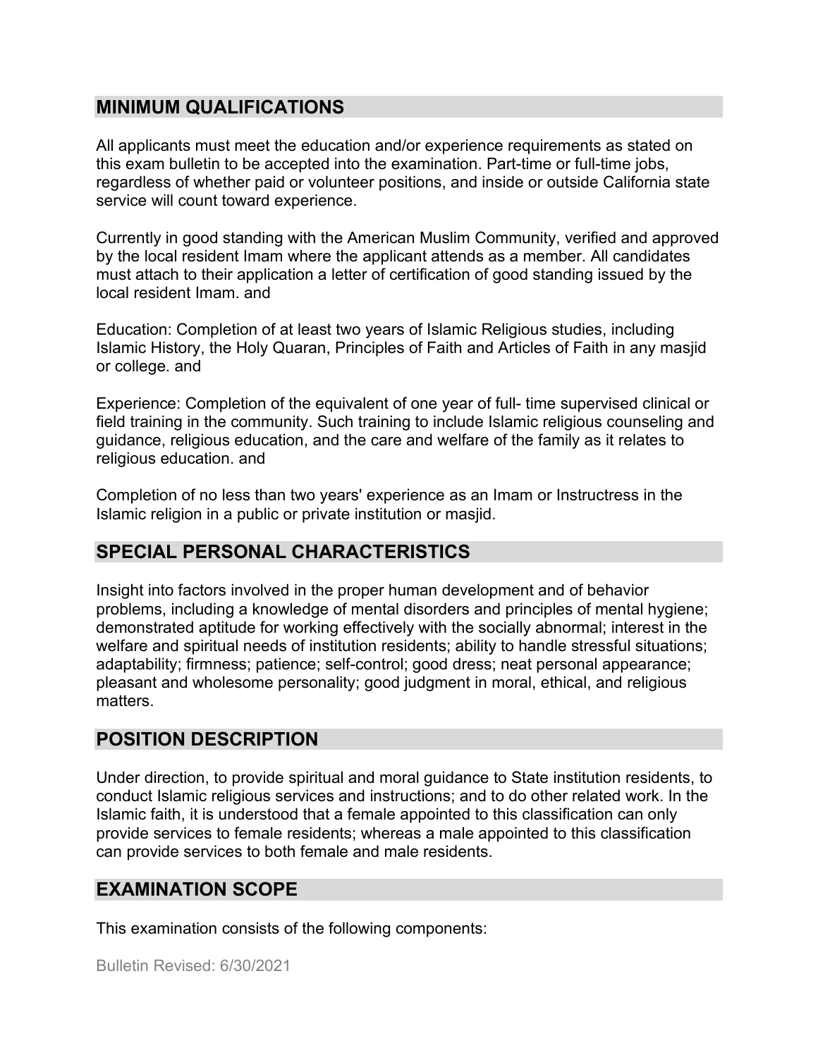## MINIMUM QUALIFICATIONS

All applicants must meet the education and/or experience requirements as stated on this exam bulletin to be accepted into the examination. Part-time or full-time jobs, regardless of whether paid or volunteer positions, and inside or outside California state service will count toward experience.

Currently in good standing with the American Muslim Community, verified and approved by the local resident Imam where the applicant attends as a member. All candidates must attach to their application a letter of certification of good standing issued by the local resident Imam. and

Education: Completion of at least two years of Islamic Religious studies, including Islamic History, the Holy Quaran, Principles of Faith and Articles of Faith in any masjid or college. and

Experience: Completion of the equivalent of one year of full- time supervised clinical or field training in the community. Such training to include Islamic religious counseling and guidance, religious education, and the care and welfare of the family as it relates to religious education. and

Completion of no less than two years' experience as an Imam or Instructress in the Islamic religion in a public or private institution or masjid.

## SPECIAL PERSONAL CHARACTERISTICS

Insight into factors involved in the proper human development and of behavior problems, including a knowledge of mental disorders and principles of mental hygiene; demonstrated aptitude for working effectively with the socially abnormal; interest in the welfare and spiritual needs of institution residents; ability to handle stressful situations; adaptability; firmness; patience; self-control; good dress; neat personal appearance; pleasant and wholesome personality; good judgment in moral, ethical, and religious matters.

## POSITION DESCRIPTION

Under direction, to provide spiritual and moral guidance to State institution residents, to conduct Islamic religious services and instructions; and to do other related work. In the Islamic faith, it is understood that a female appointed to this classification can only provide services to female residents; whereas a male appointed to this classification can provide services to both female and male residents.

## EXAMINATION SCOPE

This examination consists of the following components: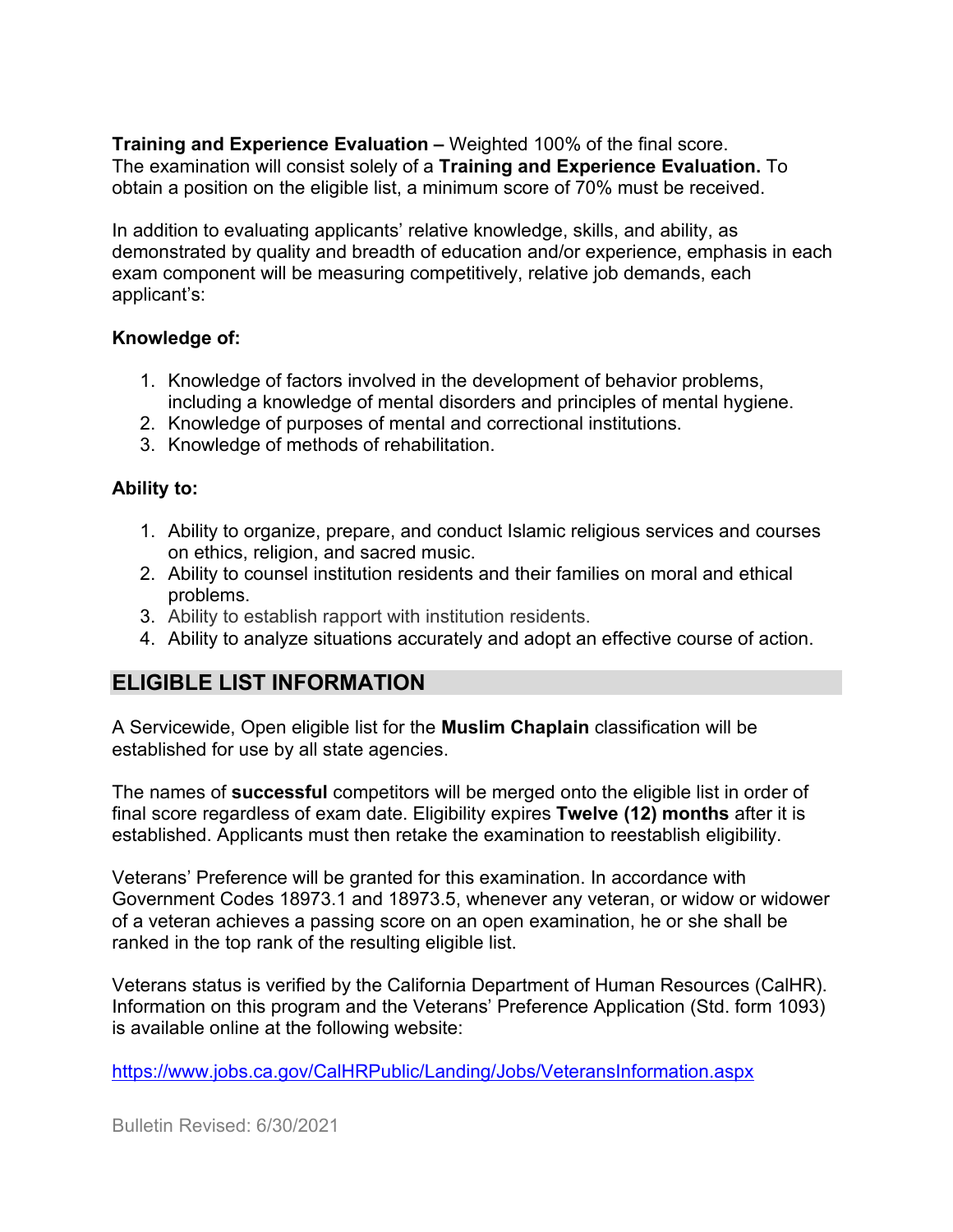**Training and Experience Evaluation –** Weighted 100% of the final score. The examination will consist solely of a **Training and Experience Evaluation.** To obtain a position on the eligible list, a minimum score of 70% must be received.

In addition to evaluating applicants' relative knowledge, skills, and ability, as demonstrated by quality and breadth of education and/or experience, emphasis in each exam component will be measuring competitively, relative job demands, each applicant's:

**Knowledge of:**

1. Knowledge of factors involved in the development of behavior problems, including a knowledge of mental disorders and principles of mental hygiene.
2. Knowledge of purposes of mental and correctional institutions.
3. Knowledge of methods of rehabilitation.

**Ability to:**

1. Ability to organize, prepare, and conduct Islamic religious services and courses on ethics, religion, and sacred music.
2. Ability to counsel institution residents and their families on moral and ethical problems.
3. Ability to establish rapport with institution residents.
4. Ability to analyze situations accurately and adopt an effective course of action.

## ELIGIBLE LIST INFORMATION

A Servicewide, Open eligible list for the **Muslim Chaplain** classification will be established for use by all state agencies.

The names of **successful** competitors will be merged onto the eligible list in order of final score regardless of exam date. Eligibility expires **Twelve (12) months** after it is established. Applicants must then retake the examination to reestablish eligibility.

Veterans' Preference will be granted for this examination. In accordance with Government Codes 18973.1 and 18973.5, whenever any veteran, or widow or widower of a veteran achieves a passing score on an open examination, he or she shall be ranked in the top rank of the resulting eligible list.

Veterans status is verified by the California Department of Human Resources (CalHR). Information on this program and the Veterans' Preference Application (Std. form 1093) is available online at the following website:

https://www.jobs.ca.gov/CalHRPublic/Landing/Jobs/VeteransInformation.aspx

Bulletin Revised: 6/30/2021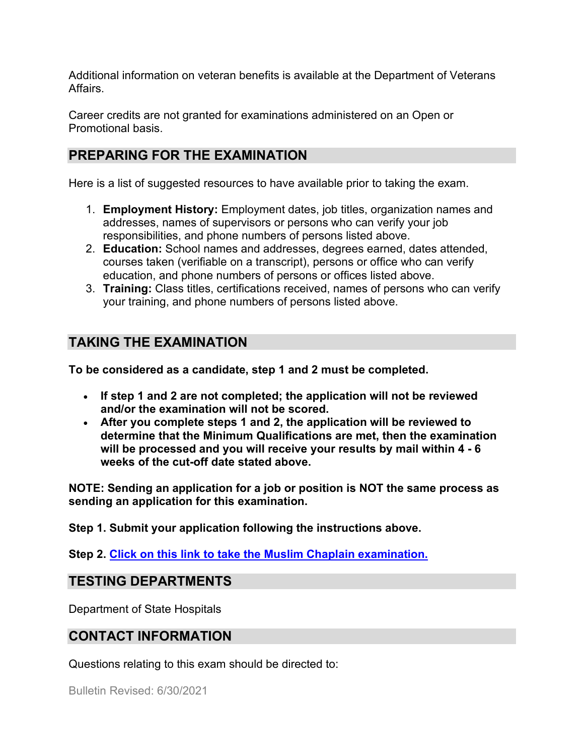Additional information on veteran benefits is available at the Department of Veterans Affairs.

Career credits are not granted for examinations administered on an Open or Promotional basis.

## PREPARING FOR THE EXAMINATION

Here is a list of suggested resources to have available prior to taking the exam.

1. **Employment History:** Employment dates, job titles, organization names and addresses, names of supervisors or persons who can verify your job responsibilities, and phone numbers of persons listed above.
2. **Education:** School names and addresses, degrees earned, dates attended, courses taken (verifiable on a transcript), persons or office who can verify education, and phone numbers of persons or offices listed above.
3. **Training:** Class titles, certifications received, names of persons who can verify your training, and phone numbers of persons listed above.

## TAKING THE EXAMINATION

**To be considered as a candidate, step 1 and 2 must be completed.**

- **If step 1 and 2 are not completed; the application will not be reviewed and/or the examination will not be scored.**
- **After you complete steps 1 and 2, the application will be reviewed to determine that the Minimum Qualifications are met, then the examination will be processed and you will receive your results by mail within 4 - 6 weeks of the cut-off date stated above.**

**NOTE: Sending an application for a job or position is NOT the same process as sending an application for this examination.**

**Step 1. Submit your application following the instructions above.**

**Step 2. Click on this link to take the Muslim Chaplain examination.**

## TESTING DEPARTMENTS

Department of State Hospitals

## CONTACT INFORMATION

Questions relating to this exam should be directed to:

Bulletin Revised: 6/30/2021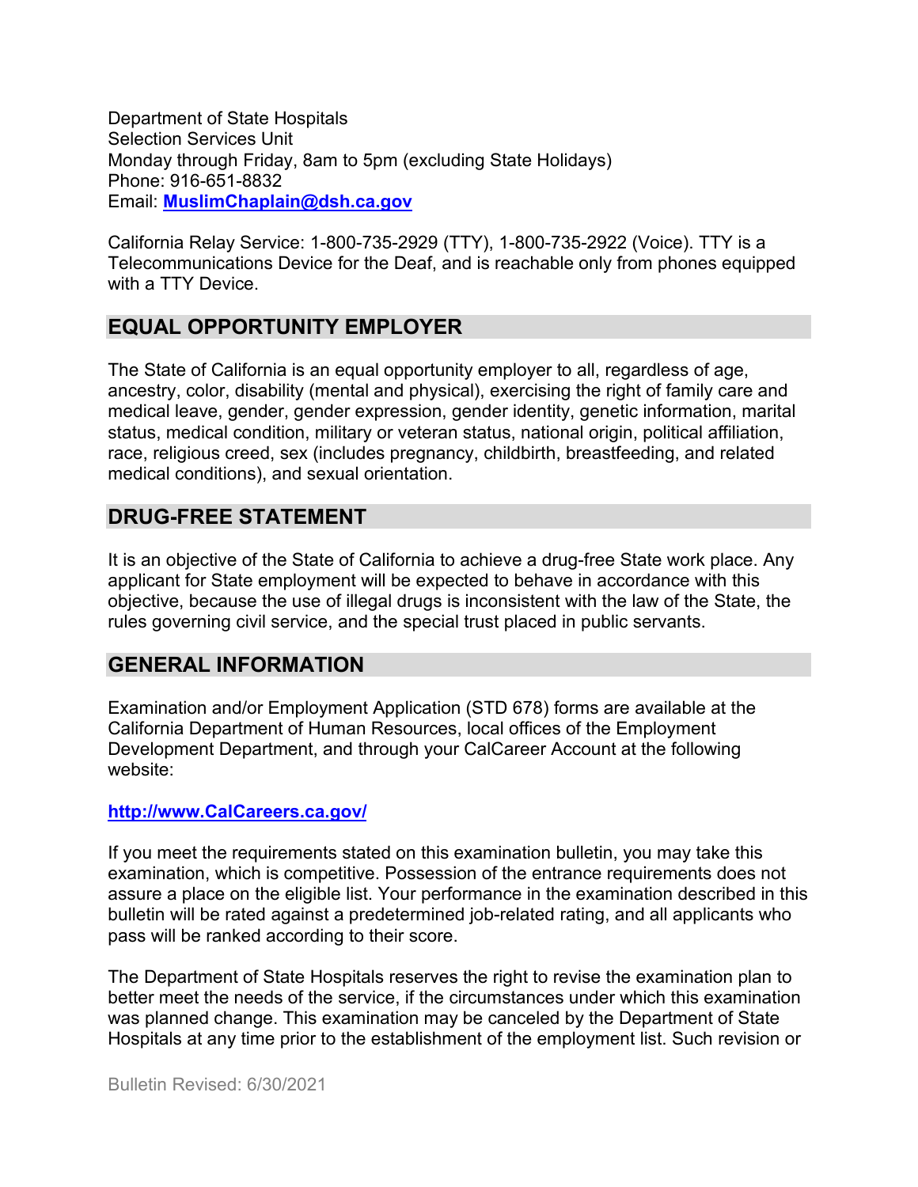Department of State Hospitals
Selection Services Unit
Monday through Friday, 8am to 5pm (excluding State Holidays)
Phone: 916-651-8832
Email: **[MuslimChaplain@dsh.ca.gov](mailto:MuslimChaplain@dsh.ca.gov)**

California Relay Service: 1-800-735-2929 (TTY), 1-800-735-2922 (Voice). TTY is a Telecommunications Device for the Deaf, and is reachable only from phones equipped with a TTY Device.

## EQUAL OPPORTUNITY EMPLOYER

The State of California is an equal opportunity employer to all, regardless of age, ancestry, color, disability (mental and physical), exercising the right of family care and medical leave, gender, gender expression, gender identity, genetic information, marital status, medical condition, military or veteran status, national origin, political affiliation, race, religious creed, sex (includes pregnancy, childbirth, breastfeeding, and related medical conditions), and sexual orientation.

## DRUG-FREE STATEMENT

It is an objective of the State of California to achieve a drug-free State work place. Any applicant for State employment will be expected to behave in accordance with this objective, because the use of illegal drugs is inconsistent with the law of the State, the rules governing civil service, and the special trust placed in public servants.

## GENERAL INFORMATION

Examination and/or Employment Application (STD 678) forms are available at the California Department of Human Resources, local offices of the Employment Development Department, and through your CalCareer Account at the following website:

**[http://www.CalCareers.ca.gov/](http://www.CalCareers.ca.gov/)**

If you meet the requirements stated on this examination bulletin, you may take this examination, which is competitive. Possession of the entrance requirements does not assure a place on the eligible list. Your performance in the examination described in this bulletin will be rated against a predetermined job-related rating, and all applicants who pass will be ranked according to their score.

The Department of State Hospitals reserves the right to revise the examination plan to better meet the needs of the service, if the circumstances under which this examination was planned change. This examination may be canceled by the Department of State Hospitals at any time prior to the establishment of the employment list. Such revision or

Bulletin Revised: 6/30/2021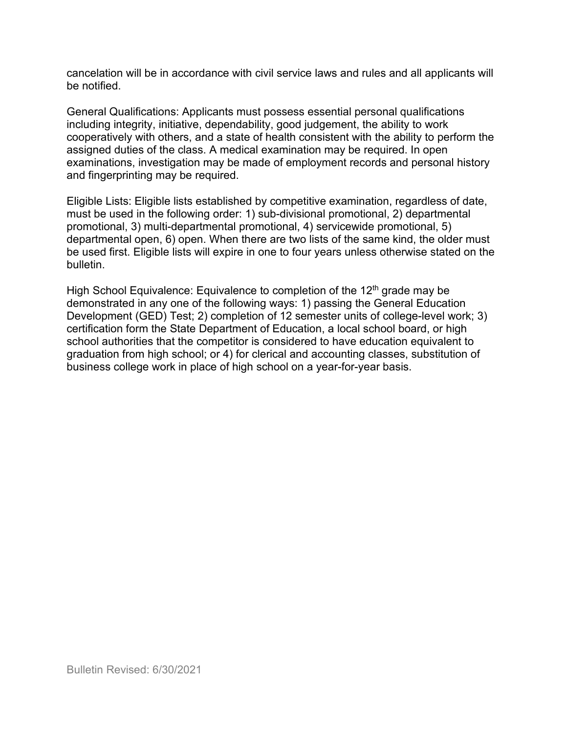cancelation will be in accordance with civil service laws and rules and all applicants will be notified.

General Qualifications: Applicants must possess essential personal qualifications including integrity, initiative, dependability, good judgement, the ability to work cooperatively with others, and a state of health consistent with the ability to perform the assigned duties of the class. A medical examination may be required. In open examinations, investigation may be made of employment records and personal history and fingerprinting may be required.

Eligible Lists: Eligible lists established by competitive examination, regardless of date, must be used in the following order: 1) sub-divisional promotional, 2) departmental promotional, 3) multi-departmental promotional, 4) servicewide promotional, 5) departmental open, 6) open. When there are two lists of the same kind, the older must be used first. Eligible lists will expire in one to four years unless otherwise stated on the bulletin.

High School Equivalence: Equivalence to completion of the 12th grade may be demonstrated in any one of the following ways: 1) passing the General Education Development (GED) Test; 2) completion of 12 semester units of college-level work; 3) certification form the State Department of Education, a local school board, or high school authorities that the competitor is considered to have education equivalent to graduation from high school; or 4) for clerical and accounting classes, substitution of business college work in place of high school on a year-for-year basis.

Bulletin Revised: 6/30/2021